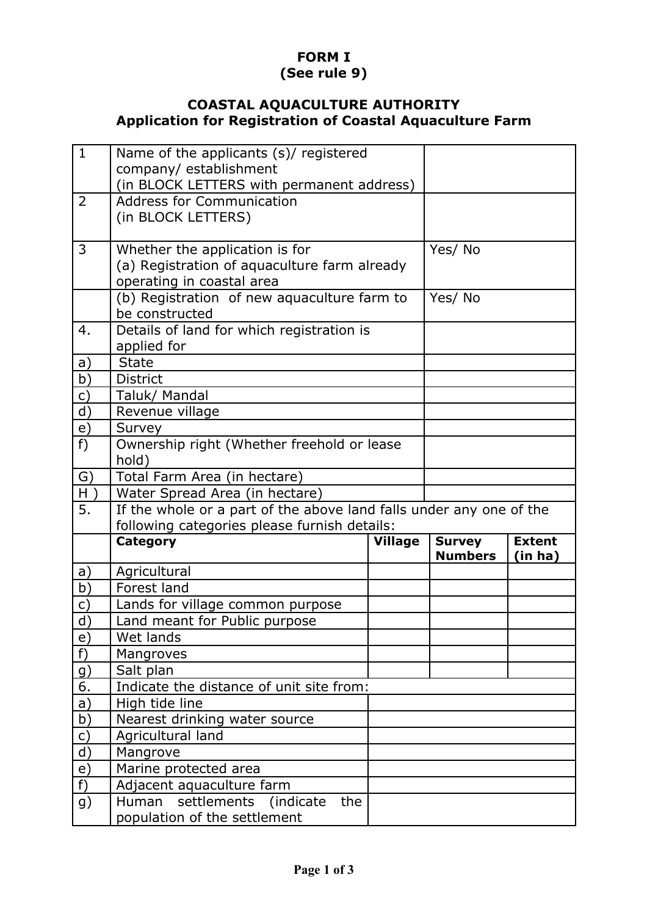**FORM I**
**(See rule 9)**

## COASTAL AQUACULTURE AUTHORITY
### Application for Registration of Coastal Aquaculture Farm

| | | | | |
|---|---|---|---|---|
| 1 | Name of the applicants (s)/ registered company/ establishment (in BLOCK LETTERS with permanent address) | | | |
| 2 | Address for Communication (in BLOCK LETTERS) | | | |
| 3 | Whether the application is for (a) Registration of aquaculture farm already operating in coastal area | | Yes/ No | |
| | (b) Registration of new aquaculture farm to be constructed | | Yes/ No | |
| 4. | Details of land for which registration is applied for | | | |
| a) | State | | | |
| b) | District | | | |
| c) | Taluk/ Mandal | | | |
| d) | Revenue village | | | |
| e) | Survey | | | |
| f) | Ownership right (Whether freehold or lease hold) | | | |
| G) | Total Farm Area (in hectare) | | | |
| H ) | Water Spread Area (in hectare) | | | |
| 5. | If the whole or a part of the above land falls under any one of the following categories please furnish details: | | | |
| | **Category** | **Village** | **Survey Numbers** | **Extent (in ha)** |
| a) | Agricultural | | | |
| b) | Forest land | | | |
| c) | Lands for village common purpose | | | |
| d) | Land meant for Public purpose | | | |
| e) | Wet lands | | | |
| f) | Mangroves | | | |
| g) | Salt plan | | | |
| 6. | Indicate the distance of unit site from: | | | |
| a) | High tide line | | | |
| b) | Nearest drinking water source | | | |
| c) | Agricultural land | | | |
| d) | Mangrove | | | |
| e) | Marine protected area | | | |
| f) | Adjacent aquaculture farm | | | |
| g) | Human settlements (indicate the population of the settlement | | | |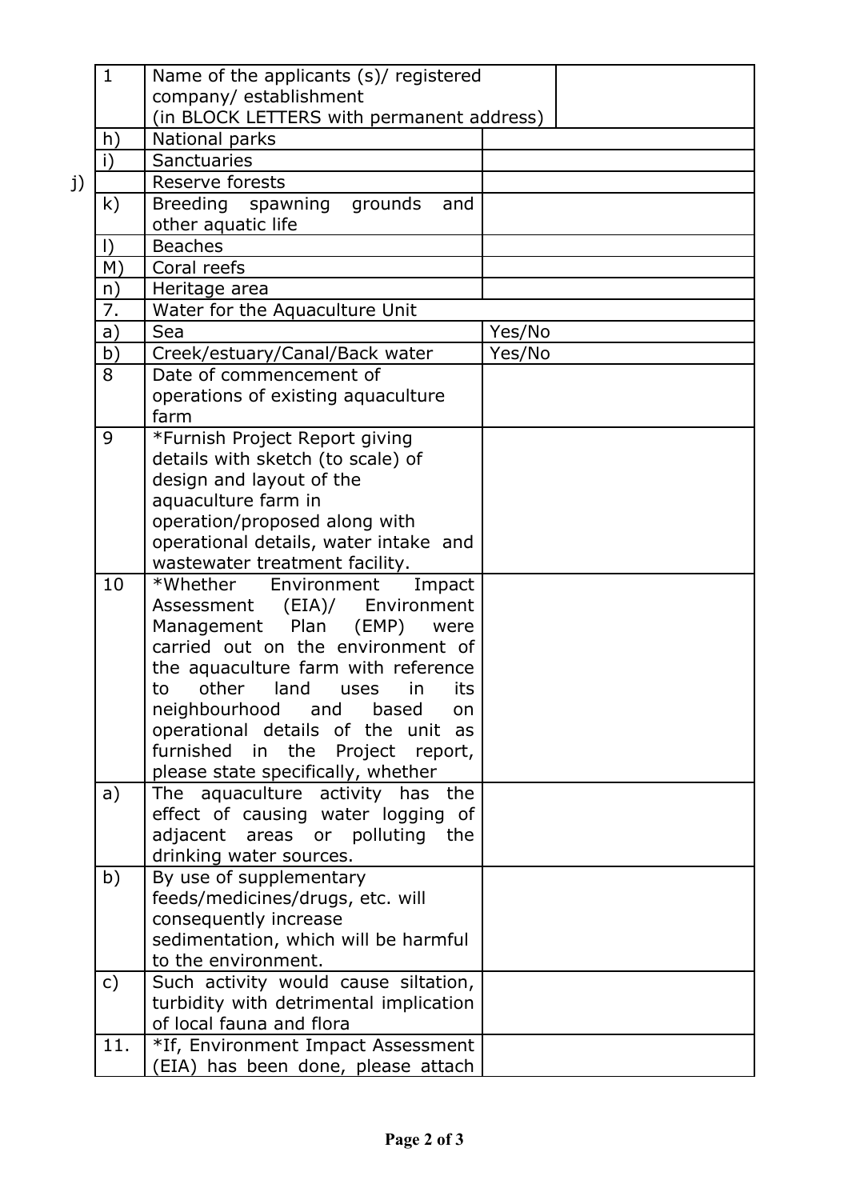| 1 | Name of the applicants (s)/ registered company/ establishment (in BLOCK LETTERS with permanent address) | |
|---|---|---|
| h) | National parks | |
| i) | Sanctuaries | |
| j) | Reserve forests | |
| k) | Breeding spawning grounds and other aquatic life | |
| l) | Beaches | |
| M) | Coral reefs | |
| n) | Heritage area | |
| 7. | Water for the Aquaculture Unit | |
| a) | Sea | Yes/No |
| b) | Creek/estuary/Canal/Back water | Yes/No |
| 8 | Date of commencement of operations of existing aquaculture farm | |
| 9 | *Furnish Project Report giving details with sketch (to scale) of design and layout of the aquaculture farm in operation/proposed along with operational details, water intake and wastewater treatment facility. | |
| 10 | *Whether Environment Impact Assessment (EIA)/ Environment Management Plan (EMP) were carried out on the environment of the aquaculture farm with reference to other land uses in its neighbourhood and based on operational details of the unit as furnished in the Project report, please state specifically, whether | |
| a) | The aquaculture activity has the effect of causing water logging of adjacent areas or polluting the drinking water sources. | |
| b) | By use of supplementary feeds/medicines/drugs, etc. will consequently increase sedimentation, which will be harmful to the environment. | |
| c) | Such activity would cause siltation, turbidity with detrimental implication of local fauna and flora | |
| 11. | *If, Environment Impact Assessment (EIA) has been done, please attach | |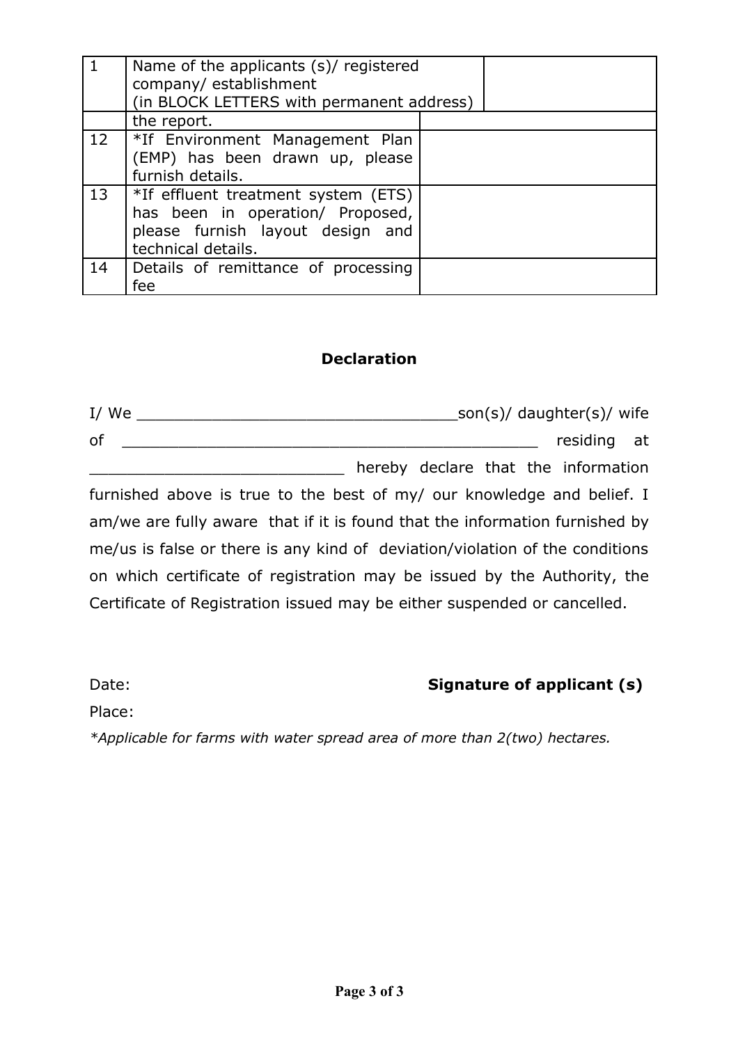| | | |
|---|---|---|
| 1 | Name of the applicants (s)/ registered company/ establishment (in BLOCK LETTERS with permanent address) | |
| | the report. | |
| 12 | *If Environment Management Plan (EMP) has been drawn up, please furnish details. | |
| 13 | *If effluent treatment system (ETS) has been in operation/ Proposed, please furnish layout design and technical details. | |
| 14 | Details of remittance of processing fee | |

## Declaration

I/ We ___________________________________son(s)/ daughter(s)/ wife of _____________________________________________ residing at ____________________________ hereby declare that the information furnished above is true to the best of my/ our knowledge and belief. I am/we are fully aware that if it is found that the information furnished by me/us is false or there is any kind of deviation/violation of the conditions on which certificate of registration may be issued by the Authority, the Certificate of Registration issued may be either suspended or cancelled.

Date: **Signature of applicant (s)**

Place:

*\*Applicable for farms with water spread area of more than 2(two) hectares.*